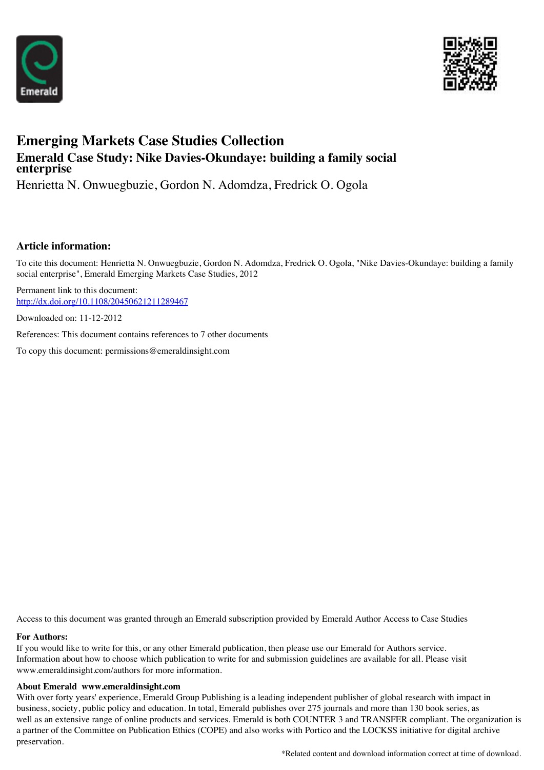# Emerging Markets Case Studies Collection

## Emerald Case Study: Nike Davies-Okundaye: building a family social enterprise

Henrietta N. Onwuegbuzie, Gordon N. Adomdza, Fredrick O. Ogola

### Article information:

To cite this document: Henrietta N. Onwuegbuzie, Gordon N. Adomdza, Fredrick O. Ogola, "Nike Davies-Okundaye: building a family social enterprise", Emerald Emerging Markets Case Studies, 2012

Permanent link to this document:
http://dx.doi.org/10.1108/20450621211289467

Downloaded on: 11-12-2012

References: This document contains references to 7 other documents

To copy this document: permissions@emeraldinsight.com

Access to this document was granted through an Emerald subscription provided by Emerald Author Access to Case Studies

**For Authors:**

If you would like to write for this, or any other Emerald publication, then please use our Emerald for Authors service. Information about how to choose which publication to write for and submission guidelines are available for all. Please visit www.emeraldinsight.com/authors for more information.

**About Emerald www.emeraldinsight.com**

With over forty years' experience, Emerald Group Publishing is a leading independent publisher of global research with impact in business, society, public policy and education. In total, Emerald publishes over 275 journals and more than 130 book series, as well as an extensive range of online products and services. Emerald is both COUNTER 3 and TRANSFER compliant. The organization is a partner of the Committee on Publication Ethics (COPE) and also works with Portico and the LOCKSS initiative for digital archive preservation.

*Related content and download information correct at time of download.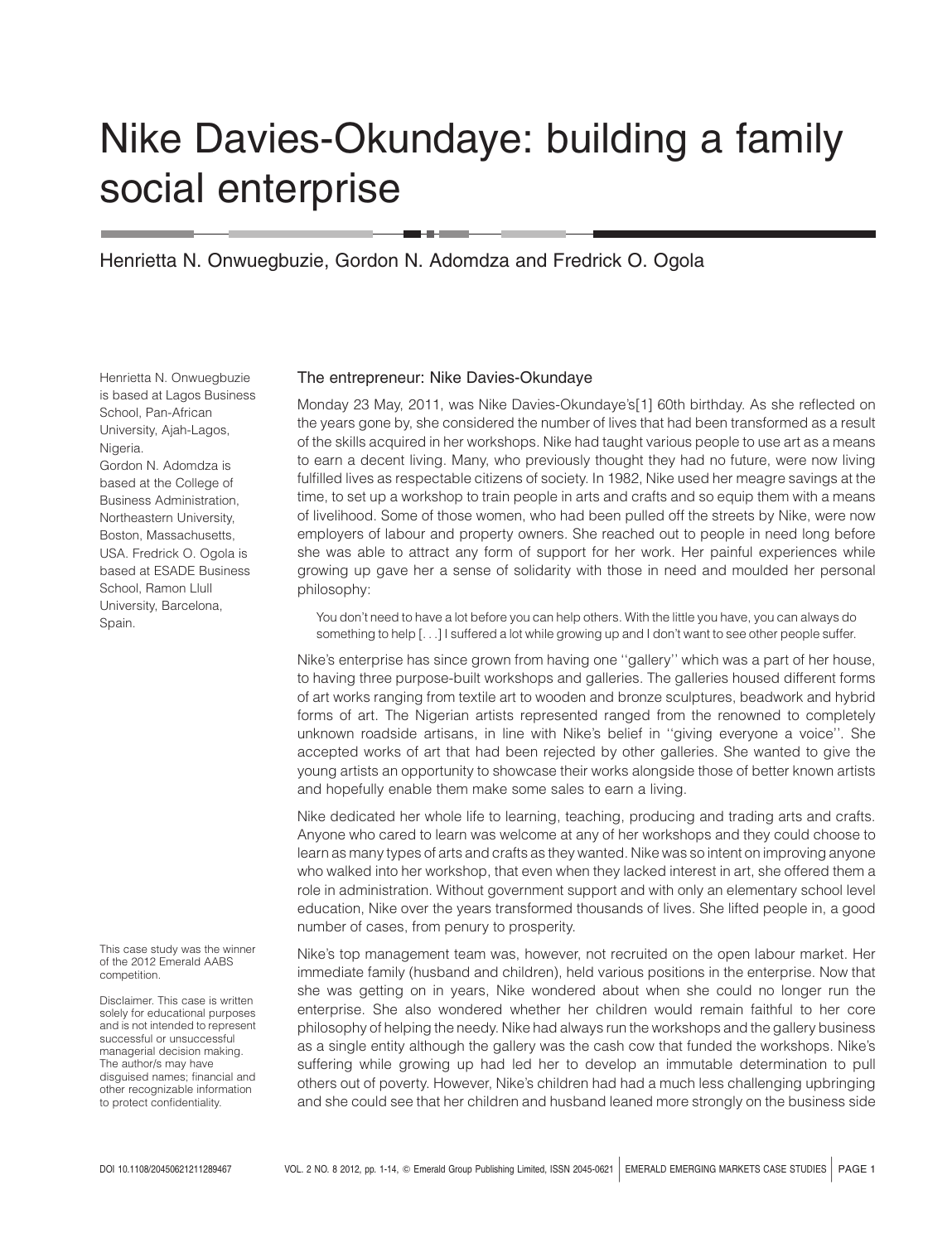# Nike Davies-Okundaye: building a family social enterprise

Henrietta N. Onwuegbuzie, Gordon N. Adomdza and Fredrick O. Ogola

Henrietta N. Onwuegbuzie is based at Lagos Business School, Pan-African University, Ajah-Lagos, Nigeria. Gordon N. Adomdza is based at the College of Business Administration, Northeastern University, Boston, Massachusetts, USA. Fredrick O. Ogola is based at ESADE Business School, Ramon Llull University, Barcelona, Spain.

## The entrepreneur: Nike Davies-Okundaye

Monday 23 May, 2011, was Nike Davies-Okundaye's[1] 60th birthday. As she reflected on the years gone by, she considered the number of lives that had been transformed as a result of the skills acquired in her workshops. Nike had taught various people to use art as a means to earn a decent living. Many, who previously thought they had no future, were now living fulfilled lives as respectable citizens of society. In 1982, Nike used her meagre savings at the time, to set up a workshop to train people in arts and crafts and so equip them with a means of livelihood. Some of those women, who had been pulled off the streets by Nike, were now employers of labour and property owners. She reached out to people in need long before she was able to attract any form of support for her work. Her painful experiences while growing up gave her a sense of solidarity with those in need and moulded her personal philosophy:

> You don't need to have a lot before you can help others. With the little you have, you can always do something to help [. . .] I suffered a lot while growing up and I don't want to see other people suffer.

Nike's enterprise has since grown from having one ''gallery'' which was a part of her house, to having three purpose-built workshops and galleries. The galleries housed different forms of art works ranging from textile art to wooden and bronze sculptures, beadwork and hybrid forms of art. The Nigerian artists represented ranged from the renowned to completely unknown roadside artisans, in line with Nike's belief in ''giving everyone a voice''. She accepted works of art that had been rejected by other galleries. She wanted to give the young artists an opportunity to showcase their works alongside those of better known artists and hopefully enable them make some sales to earn a living.

Nike dedicated her whole life to learning, teaching, producing and trading arts and crafts. Anyone who cared to learn was welcome at any of her workshops and they could choose to learn as many types of arts and crafts as they wanted. Nike was so intent on improving anyone who walked into her workshop, that even when they lacked interest in art, she offered them a role in administration. Without government support and with only an elementary school level education, Nike over the years transformed thousands of lives. She lifted people in, a good number of cases, from penury to prosperity.

Nike's top management team was, however, not recruited on the open labour market. Her immediate family (husband and children), held various positions in the enterprise. Now that she was getting on in years, Nike wondered about when she could no longer run the enterprise. She also wondered whether her children would remain faithful to her core philosophy of helping the needy. Nike had always run the workshops and the gallery business as a single entity although the gallery was the cash cow that funded the workshops. Nike's suffering while growing up had led her to develop an immutable determination to pull others out of poverty. However, Nike's children had had a much less challenging upbringing and she could see that her children and husband leaned more strongly on the business side

This case study was the winner of the 2012 Emerald AABS competition.

Disclaimer. This case is written solely for educational purposes and is not intended to represent successful or unsuccessful managerial decision making. The author/s may have disguised names; financial and other recognizable information to protect confidentiality.

DOI 10.1108/20450621211289467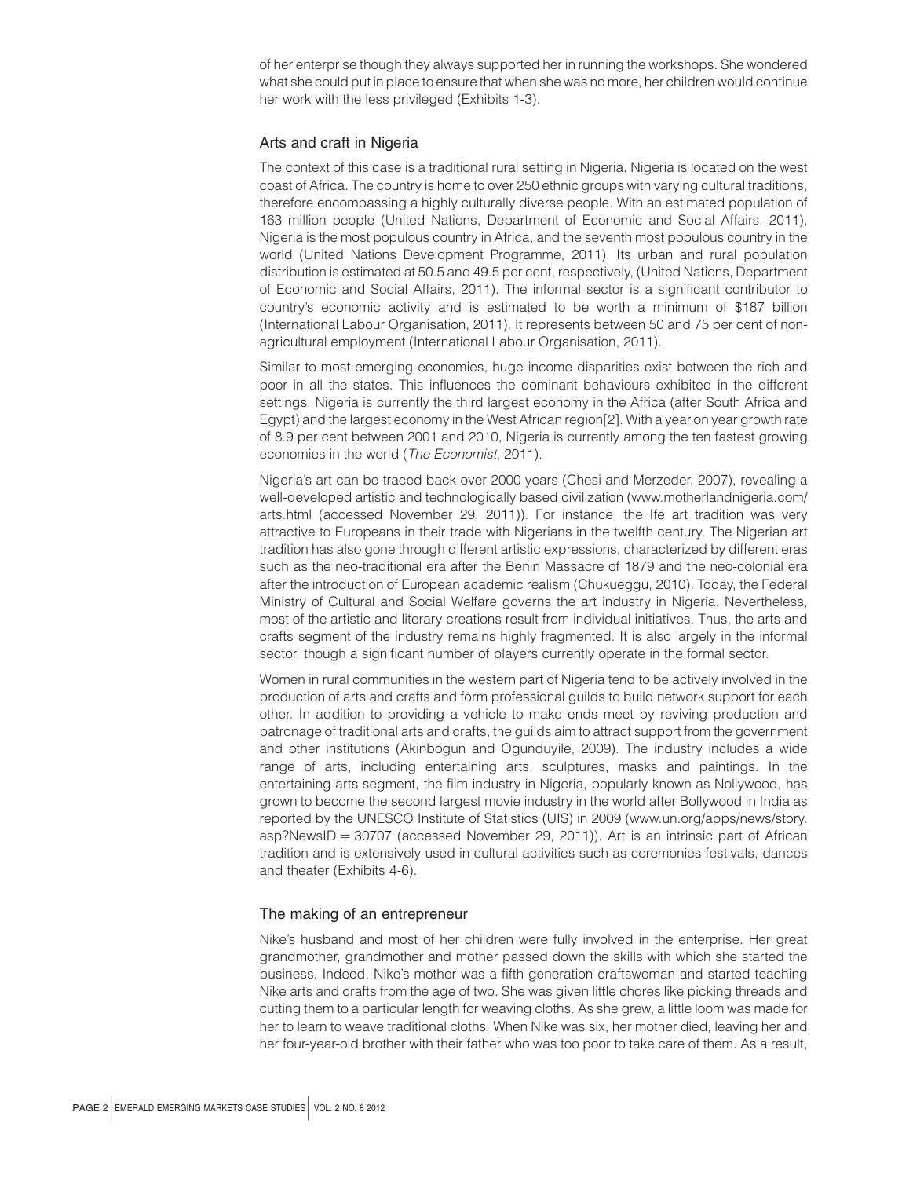of her enterprise though they always supported her in running the workshops. She wondered what she could put in place to ensure that when she was no more, her children would continue her work with the less privileged (Exhibits 1-3).

## Arts and craft in Nigeria

The context of this case is a traditional rural setting in Nigeria. Nigeria is located on the west coast of Africa. The country is home to over 250 ethnic groups with varying cultural traditions, therefore encompassing a highly culturally diverse people. With an estimated population of 163 million people (United Nations, Department of Economic and Social Affairs, 2011), Nigeria is the most populous country in Africa, and the seventh most populous country in the world (United Nations Development Programme, 2011). Its urban and rural population distribution is estimated at 50.5 and 49.5 per cent, respectively, (United Nations, Department of Economic and Social Affairs, 2011). The informal sector is a significant contributor to country's economic activity and is estimated to be worth a minimum of $187 billion (International Labour Organisation, 2011). It represents between 50 and 75 per cent of non-agricultural employment (International Labour Organisation, 2011).

Similar to most emerging economies, huge income disparities exist between the rich and poor in all the states. This influences the dominant behaviours exhibited in the different settings. Nigeria is currently the third largest economy in the Africa (after South Africa and Egypt) and the largest economy in the West African region[2]. With a year on year growth rate of 8.9 per cent between 2001 and 2010, Nigeria is currently among the ten fastest growing economies in the world (*The Economist*, 2011).

Nigeria's art can be traced back over 2000 years (Chesi and Merzeder, 2007), revealing a well-developed artistic and technologically based civilization (www.motherlandnigeria.com/arts.html (accessed November 29, 2011)). For instance, the Ife art tradition was very attractive to Europeans in their trade with Nigerians in the twelfth century. The Nigerian art tradition has also gone through different artistic expressions, characterized by different eras such as the neo-traditional era after the Benin Massacre of 1879 and the neo-colonial era after the introduction of European academic realism (Chukueggu, 2010). Today, the Federal Ministry of Cultural and Social Welfare governs the art industry in Nigeria. Nevertheless, most of the artistic and literary creations result from individual initiatives. Thus, the arts and crafts segment of the industry remains highly fragmented. It is also largely in the informal sector, though a significant number of players currently operate in the formal sector.

Women in rural communities in the western part of Nigeria tend to be actively involved in the production of arts and crafts and form professional guilds to build network support for each other. In addition to providing a vehicle to make ends meet by reviving production and patronage of traditional arts and crafts, the guilds aim to attract support from the government and other institutions (Akinbogun and Ogunduyile, 2009). The industry includes a wide range of arts, including entertaining arts, sculptures, masks and paintings. In the entertaining arts segment, the film industry in Nigeria, popularly known as Nollywood, has grown to become the second largest movie industry in the world after Bollywood in India as reported by the UNESCO Institute of Statistics (UIS) in 2009 (www.un.org/apps/news/story.asp?NewsID = 30707 (accessed November 29, 2011)). Art is an intrinsic part of African tradition and is extensively used in cultural activities such as ceremonies festivals, dances and theater (Exhibits 4-6).

## The making of an entrepreneur

Nike's husband and most of her children were fully involved in the enterprise. Her great grandmother, grandmother and mother passed down the skills with which she started the business. Indeed, Nike's mother was a fifth generation craftswoman and started teaching Nike arts and crafts from the age of two. She was given little chores like picking threads and cutting them to a particular length for weaving cloths. As she grew, a little loom was made for her to learn to weave traditional cloths. When Nike was six, her mother died, leaving her and her four-year-old brother with their father who was too poor to take care of them. As a result,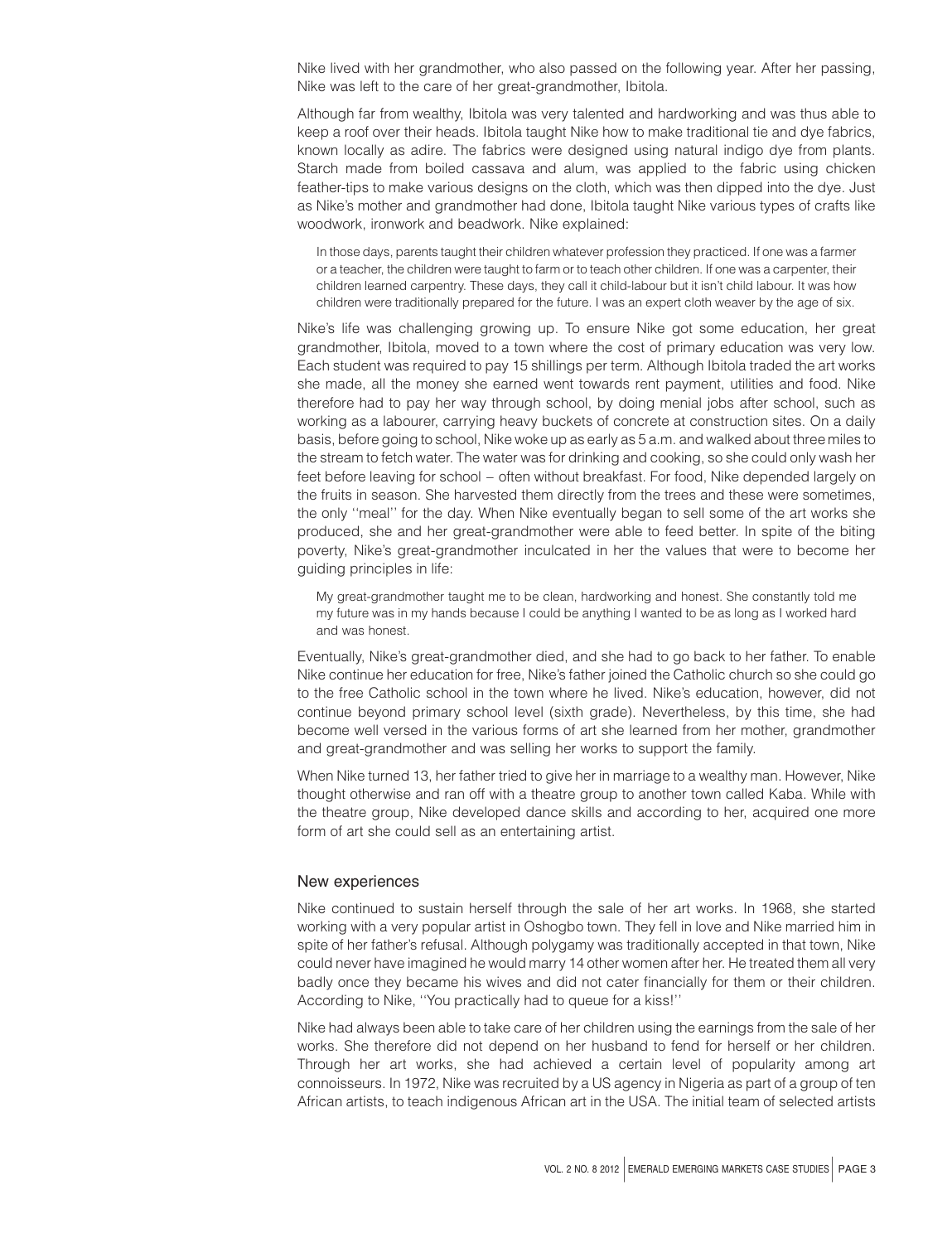Nike lived with her grandmother, who also passed on the following year. After her passing, Nike was left to the care of her great-grandmother, Ibitola.

Although far from wealthy, Ibitola was very talented and hardworking and was thus able to keep a roof over their heads. Ibitola taught Nike how to make traditional tie and dye fabrics, known locally as adire. The fabrics were designed using natural indigo dye from plants. Starch made from boiled cassava and alum, was applied to the fabric using chicken feather-tips to make various designs on the cloth, which was then dipped into the dye. Just as Nike's mother and grandmother had done, Ibitola taught Nike various types of crafts like woodwork, ironwork and beadwork. Nike explained:

> In those days, parents taught their children whatever profession they practiced. If one was a farmer or a teacher, the children were taught to farm or to teach other children. If one was a carpenter, their children learned carpentry. These days, they call it child-labour but it isn't child labour. It was how children were traditionally prepared for the future. I was an expert cloth weaver by the age of six.

Nike's life was challenging growing up. To ensure Nike got some education, her great grandmother, Ibitola, moved to a town where the cost of primary education was very low. Each student was required to pay 15 shillings per term. Although Ibitola traded the art works she made, all the money she earned went towards rent payment, utilities and food. Nike therefore had to pay her way through school, by doing menial jobs after school, such as working as a labourer, carrying heavy buckets of concrete at construction sites. On a daily basis, before going to school, Nike woke up as early as 5 a.m. and walked about three miles to the stream to fetch water. The water was for drinking and cooking, so she could only wash her feet before leaving for school – often without breakfast. For food, Nike depended largely on the fruits in season. She harvested them directly from the trees and these were sometimes, the only "meal" for the day. When Nike eventually began to sell some of the art works she produced, she and her great-grandmother were able to feed better. In spite of the biting poverty, Nike's great-grandmother inculcated in her the values that were to become her guiding principles in life:

> My great-grandmother taught me to be clean, hardworking and honest. She constantly told me my future was in my hands because I could be anything I wanted to be as long as I worked hard and was honest.

Eventually, Nike's great-grandmother died, and she had to go back to her father. To enable Nike continue her education for free, Nike's father joined the Catholic church so she could go to the free Catholic school in the town where he lived. Nike's education, however, did not continue beyond primary school level (sixth grade). Nevertheless, by this time, she had become well versed in the various forms of art she learned from her mother, grandmother and great-grandmother and was selling her works to support the family.

When Nike turned 13, her father tried to give her in marriage to a wealthy man. However, Nike thought otherwise and ran off with a theatre group to another town called Kaba. While with the theatre group, Nike developed dance skills and according to her, acquired one more form of art she could sell as an entertaining artist.

## New experiences

Nike continued to sustain herself through the sale of her art works. In 1968, she started working with a very popular artist in Oshogbo town. They fell in love and Nike married him in spite of her father's refusal. Although polygamy was traditionally accepted in that town, Nike could never have imagined he would marry 14 other women after her. He treated them all very badly once they became his wives and did not cater financially for them or their children. According to Nike, "You practically had to queue for a kiss!"

Nike had always been able to take care of her children using the earnings from the sale of her works. She therefore did not depend on her husband to fend for herself or her children. Through her art works, she had achieved a certain level of popularity among art connoisseurs. In 1972, Nike was recruited by a US agency in Nigeria as part of a group of ten African artists, to teach indigenous African art in the USA. The initial team of selected artists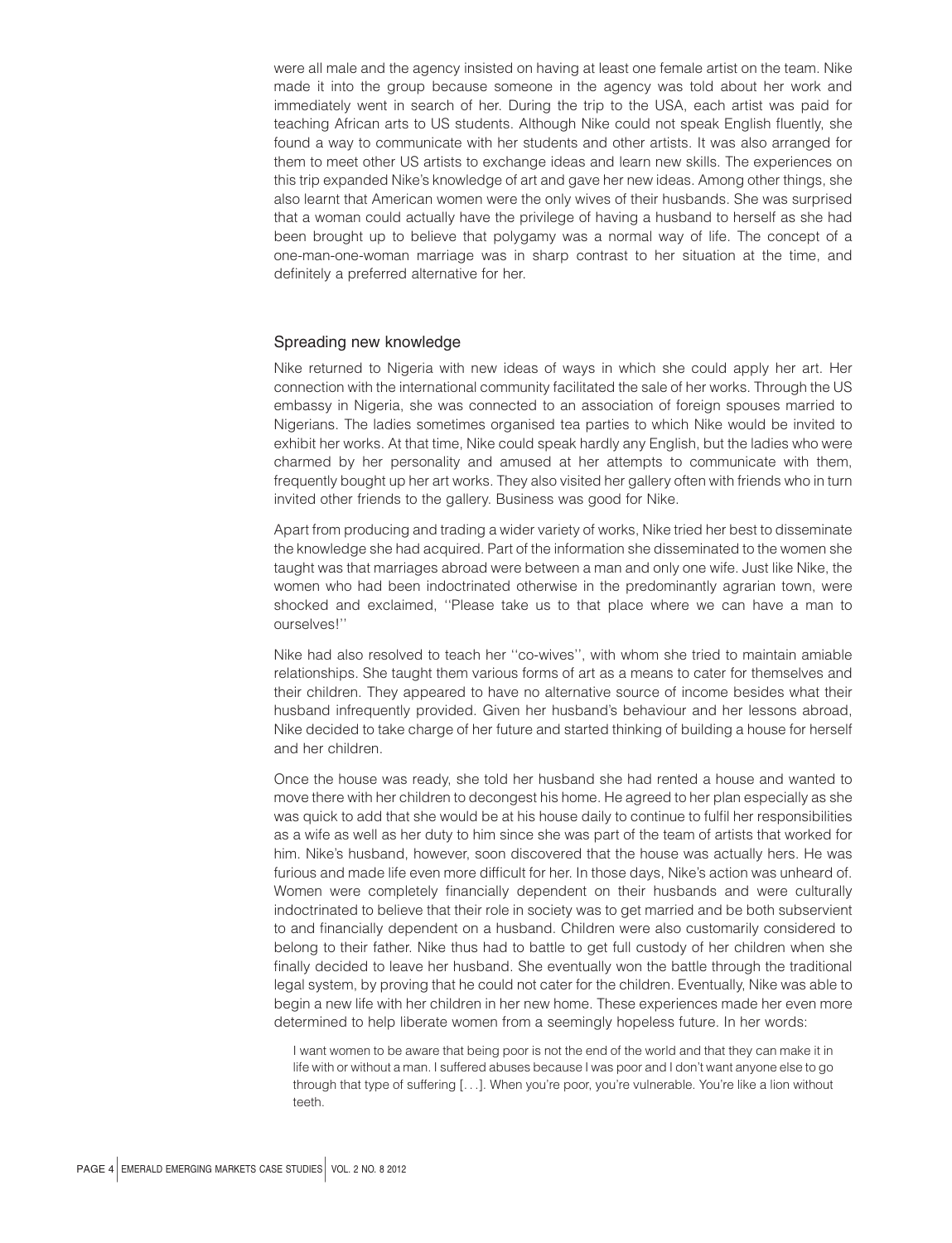were all male and the agency insisted on having at least one female artist on the team. Nike made it into the group because someone in the agency was told about her work and immediately went in search of her. During the trip to the USA, each artist was paid for teaching African arts to US students. Although Nike could not speak English fluently, she found a way to communicate with her students and other artists. It was also arranged for them to meet other US artists to exchange ideas and learn new skills. The experiences on this trip expanded Nike's knowledge of art and gave her new ideas. Among other things, she also learnt that American women were the only wives of their husbands. She was surprised that a woman could actually have the privilege of having a husband to herself as she had been brought up to believe that polygamy was a normal way of life. The concept of a one-man-one-woman marriage was in sharp contrast to her situation at the time, and definitely a preferred alternative for her.

## Spreading new knowledge

Nike returned to Nigeria with new ideas of ways in which she could apply her art. Her connection with the international community facilitated the sale of her works. Through the US embassy in Nigeria, she was connected to an association of foreign spouses married to Nigerians. The ladies sometimes organised tea parties to which Nike would be invited to exhibit her works. At that time, Nike could speak hardly any English, but the ladies who were charmed by her personality and amused at her attempts to communicate with them, frequently bought up her art works. They also visited her gallery often with friends who in turn invited other friends to the gallery. Business was good for Nike.

Apart from producing and trading a wider variety of works, Nike tried her best to disseminate the knowledge she had acquired. Part of the information she disseminated to the women she taught was that marriages abroad were between a man and only one wife. Just like Nike, the women who had been indoctrinated otherwise in the predominantly agrarian town, were shocked and exclaimed, ''Please take us to that place where we can have a man to ourselves!''

Nike had also resolved to teach her ''co-wives'', with whom she tried to maintain amiable relationships. She taught them various forms of art as a means to cater for themselves and their children. They appeared to have no alternative source of income besides what their husband infrequently provided. Given her husband's behaviour and her lessons abroad, Nike decided to take charge of her future and started thinking of building a house for herself and her children.

Once the house was ready, she told her husband she had rented a house and wanted to move there with her children to decongest his home. He agreed to her plan especially as she was quick to add that she would be at his house daily to continue to fulfil her responsibilities as a wife as well as her duty to him since she was part of the team of artists that worked for him. Nike's husband, however, soon discovered that the house was actually hers. He was furious and made life even more difficult for her. In those days, Nike's action was unheard of. Women were completely financially dependent on their husbands and were culturally indoctrinated to believe that their role in society was to get married and be both subservient to and financially dependent on a husband. Children were also customarily considered to belong to their father. Nike thus had to battle to get full custody of her children when she finally decided to leave her husband. She eventually won the battle through the traditional legal system, by proving that he could not cater for the children. Eventually, Nike was able to begin a new life with her children in her new home. These experiences made her even more determined to help liberate women from a seemingly hopeless future. In her words:

> I want women to be aware that being poor is not the end of the world and that they can make it in life with or without a man. I suffered abuses because I was poor and I don't want anyone else to go through that type of suffering [...]. When you're poor, you're vulnerable. You're like a lion without teeth.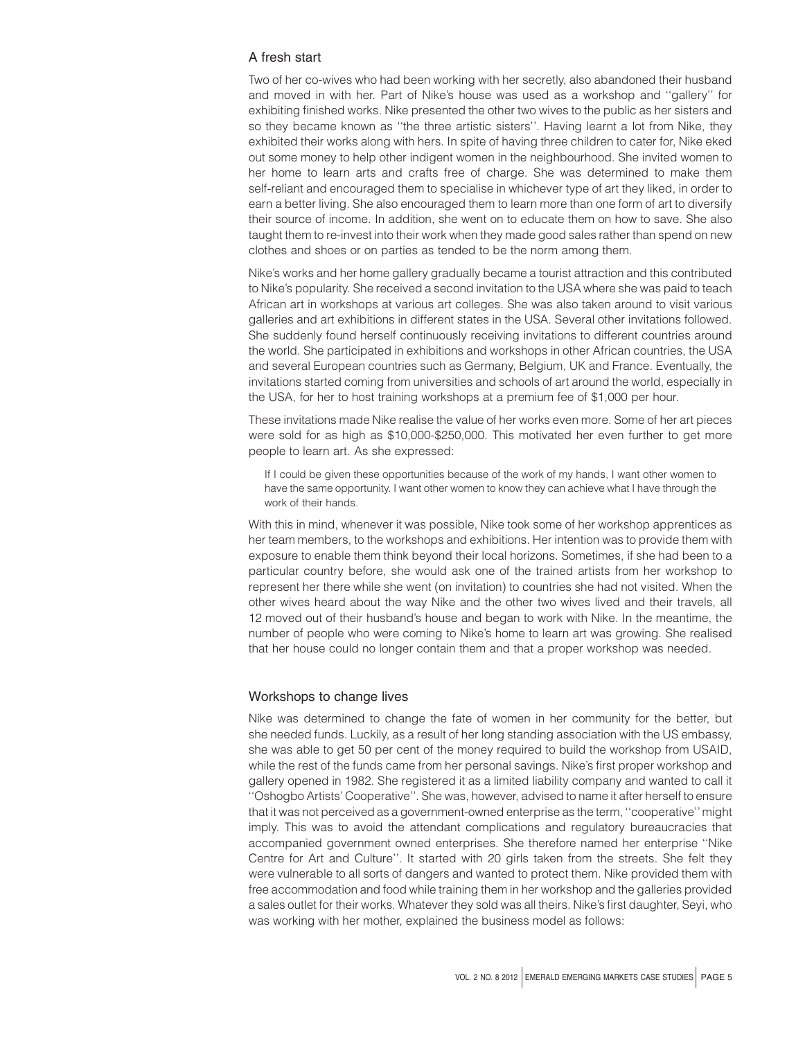## A fresh start

Two of her co-wives who had been working with her secretly, also abandoned their husband and moved in with her. Part of Nike's house was used as a workshop and ''gallery'' for exhibiting finished works. Nike presented the other two wives to the public as her sisters and so they became known as ''the three artistic sisters''. Having learnt a lot from Nike, they exhibited their works along with hers. In spite of having three children to cater for, Nike eked out some money to help other indigent women in the neighbourhood. She invited women to her home to learn arts and crafts free of charge. She was determined to make them self-reliant and encouraged them to specialise in whichever type of art they liked, in order to earn a better living. She also encouraged them to learn more than one form of art to diversify their source of income. In addition, she went on to educate them on how to save. She also taught them to re-invest into their work when they made good sales rather than spend on new clothes and shoes or on parties as tended to be the norm among them.

Nike's works and her home gallery gradually became a tourist attraction and this contributed to Nike's popularity. She received a second invitation to the USA where she was paid to teach African art in workshops at various art colleges. She was also taken around to visit various galleries and art exhibitions in different states in the USA. Several other invitations followed. She suddenly found herself continuously receiving invitations to different countries around the world. She participated in exhibitions and workshops in other African countries, the USA and several European countries such as Germany, Belgium, UK and France. Eventually, the invitations started coming from universities and schools of art around the world, especially in the USA, for her to host training workshops at a premium fee of $1,000 per hour.

These invitations made Nike realise the value of her works even more. Some of her art pieces were sold for as high as $10,000-$250,000. This motivated her even further to get more people to learn art. As she expressed:

> If I could be given these opportunities because of the work of my hands, I want other women to have the same opportunity. I want other women to know they can achieve what I have through the work of their hands.

With this in mind, whenever it was possible, Nike took some of her workshop apprentices as her team members, to the workshops and exhibitions. Her intention was to provide them with exposure to enable them think beyond their local horizons. Sometimes, if she had been to a particular country before, she would ask one of the trained artists from her workshop to represent her there while she went (on invitation) to countries she had not visited. When the other wives heard about the way Nike and the other two wives lived and their travels, all 12 moved out of their husband's house and began to work with Nike. In the meantime, the number of people who were coming to Nike's home to learn art was growing. She realised that her house could no longer contain them and that a proper workshop was needed.

## Workshops to change lives

Nike was determined to change the fate of women in her community for the better, but she needed funds. Luckily, as a result of her long standing association with the US embassy, she was able to get 50 per cent of the money required to build the workshop from USAID, while the rest of the funds came from her personal savings. Nike's first proper workshop and gallery opened in 1982. She registered it as a limited liability company and wanted to call it ''Oshogbo Artists' Cooperative''. She was, however, advised to name it after herself to ensure that it was not perceived as a government-owned enterprise as the term, ''cooperative'' might imply. This was to avoid the attendant complications and regulatory bureaucracies that accompanied government owned enterprises. She therefore named her enterprise ''Nike Centre for Art and Culture''. It started with 20 girls taken from the streets. She felt they were vulnerable to all sorts of dangers and wanted to protect them. Nike provided them with free accommodation and food while training them in her workshop and the galleries provided a sales outlet for their works. Whatever they sold was all theirs. Nike's first daughter, Seyi, who was working with her mother, explained the business model as follows: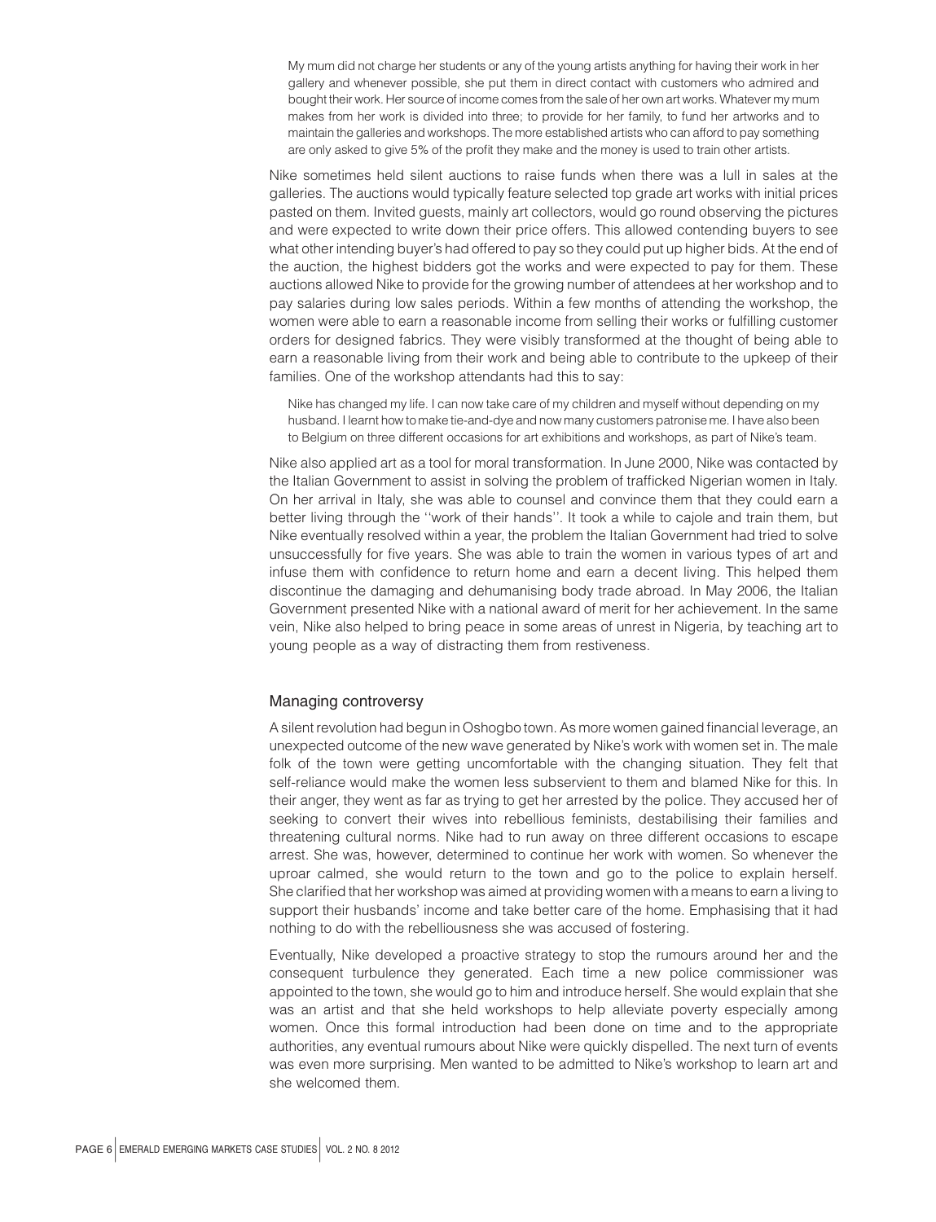> My mum did not charge her students or any of the young artists anything for having their work in her gallery and whenever possible, she put them in direct contact with customers who admired and bought their work. Her source of income comes from the sale of her own art works. Whatever my mum makes from her work is divided into three; to provide for her family, to fund her artworks and to maintain the galleries and workshops. The more established artists who can afford to pay something are only asked to give 5% of the profit they make and the money is used to train other artists.

Nike sometimes held silent auctions to raise funds when there was a lull in sales at the galleries. The auctions would typically feature selected top grade art works with initial prices pasted on them. Invited guests, mainly art collectors, would go round observing the pictures and were expected to write down their price offers. This allowed contending buyers to see what other intending buyer's had offered to pay so they could put up higher bids. At the end of the auction, the highest bidders got the works and were expected to pay for them. These auctions allowed Nike to provide for the growing number of attendees at her workshop and to pay salaries during low sales periods. Within a few months of attending the workshop, the women were able to earn a reasonable income from selling their works or fulfilling customer orders for designed fabrics. They were visibly transformed at the thought of being able to earn a reasonable living from their work and being able to contribute to the upkeep of their families. One of the workshop attendants had this to say:

> Nike has changed my life. I can now take care of my children and myself without depending on my husband. I learnt how to make tie-and-dye and now many customers patronise me. I have also been to Belgium on three different occasions for art exhibitions and workshops, as part of Nike's team.

Nike also applied art as a tool for moral transformation. In June 2000, Nike was contacted by the Italian Government to assist in solving the problem of trafficked Nigerian women in Italy. On her arrival in Italy, she was able to counsel and convince them that they could earn a better living through the ''work of their hands''. It took a while to cajole and train them, but Nike eventually resolved within a year, the problem the Italian Government had tried to solve unsuccessfully for five years. She was able to train the women in various types of art and infuse them with confidence to return home and earn a decent living. This helped them discontinue the damaging and dehumanising body trade abroad. In May 2006, the Italian Government presented Nike with a national award of merit for her achievement. In the same vein, Nike also helped to bring peace in some areas of unrest in Nigeria, by teaching art to young people as a way of distracting them from restiveness.

## Managing controversy

A silent revolution had begun in Oshogbo town. As more women gained financial leverage, an unexpected outcome of the new wave generated by Nike's work with women set in. The male folk of the town were getting uncomfortable with the changing situation. They felt that self-reliance would make the women less subservient to them and blamed Nike for this. In their anger, they went as far as trying to get her arrested by the police. They accused her of seeking to convert their wives into rebellious feminists, destabilising their families and threatening cultural norms. Nike had to run away on three different occasions to escape arrest. She was, however, determined to continue her work with women. So whenever the uproar calmed, she would return to the town and go to the police to explain herself. She clarified that her workshop was aimed at providing women with a means to earn a living to support their husbands' income and take better care of the home. Emphasising that it had nothing to do with the rebelliousness she was accused of fostering.

Eventually, Nike developed a proactive strategy to stop the rumours around her and the consequent turbulence they generated. Each time a new police commissioner was appointed to the town, she would go to him and introduce herself. She would explain that she was an artist and that she held workshops to help alleviate poverty especially among women. Once this formal introduction had been done on time and to the appropriate authorities, any eventual rumours about Nike were quickly dispelled. The next turn of events was even more surprising. Men wanted to be admitted to Nike's workshop to learn art and she welcomed them.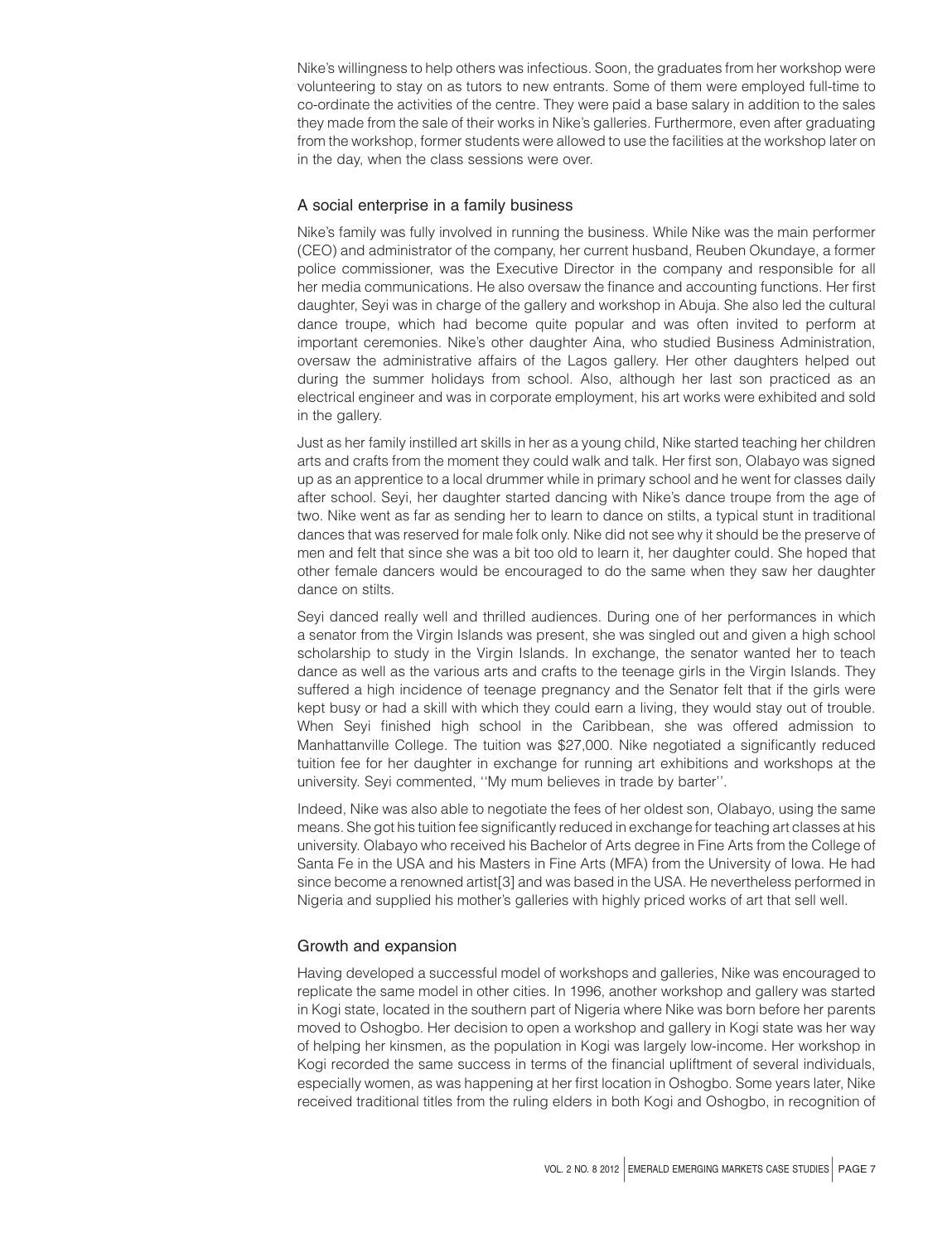Nike's willingness to help others was infectious. Soon, the graduates from her workshop were volunteering to stay on as tutors to new entrants. Some of them were employed full-time to co-ordinate the activities of the centre. They were paid a base salary in addition to the sales they made from the sale of their works in Nike's galleries. Furthermore, even after graduating from the workshop, former students were allowed to use the facilities at the workshop later on in the day, when the class sessions were over.

## A social enterprise in a family business

Nike's family was fully involved in running the business. While Nike was the main performer (CEO) and administrator of the company, her current husband, Reuben Okundaye, a former police commissioner, was the Executive Director in the company and responsible for all her media communications. He also oversaw the finance and accounting functions. Her first daughter, Seyi was in charge of the gallery and workshop in Abuja. She also led the cultural dance troupe, which had become quite popular and was often invited to perform at important ceremonies. Nike's other daughter Aina, who studied Business Administration, oversaw the administrative affairs of the Lagos gallery. Her other daughters helped out during the summer holidays from school. Also, although her last son practiced as an electrical engineer and was in corporate employment, his art works were exhibited and sold in the gallery.

Just as her family instilled art skills in her as a young child, Nike started teaching her children arts and crafts from the moment they could walk and talk. Her first son, Olabayo was signed up as an apprentice to a local drummer while in primary school and he went for classes daily after school. Seyi, her daughter started dancing with Nike's dance troupe from the age of two. Nike went as far as sending her to learn to dance on stilts, a typical stunt in traditional dances that was reserved for male folk only. Nike did not see why it should be the preserve of men and felt that since she was a bit too old to learn it, her daughter could. She hoped that other female dancers would be encouraged to do the same when they saw her daughter dance on stilts.

Seyi danced really well and thrilled audiences. During one of her performances in which a senator from the Virgin Islands was present, she was singled out and given a high school scholarship to study in the Virgin Islands. In exchange, the senator wanted her to teach dance as well as the various arts and crafts to the teenage girls in the Virgin Islands. They suffered a high incidence of teenage pregnancy and the Senator felt that if the girls were kept busy or had a skill with which they could earn a living, they would stay out of trouble. When Seyi finished high school in the Caribbean, she was offered admission to Manhattanville College. The tuition was $27,000. Nike negotiated a significantly reduced tuition fee for her daughter in exchange for running art exhibitions and workshops at the university. Seyi commented, ''My mum believes in trade by barter''.

Indeed, Nike was also able to negotiate the fees of her oldest son, Olabayo, using the same means. She got his tuition fee significantly reduced in exchange for teaching art classes at his university. Olabayo who received his Bachelor of Arts degree in Fine Arts from the College of Santa Fe in the USA and his Masters in Fine Arts (MFA) from the University of Iowa. He had since become a renowned artist[3] and was based in the USA. He nevertheless performed in Nigeria and supplied his mother's galleries with highly priced works of art that sell well.

## Growth and expansion

Having developed a successful model of workshops and galleries, Nike was encouraged to replicate the same model in other cities. In 1996, another workshop and gallery was started in Kogi state, located in the southern part of Nigeria where Nike was born before her parents moved to Oshogbo. Her decision to open a workshop and gallery in Kogi state was her way of helping her kinsmen, as the population in Kogi was largely low-income. Her workshop in Kogi recorded the same success in terms of the financial upliftment of several individuals, especially women, as was happening at her first location in Oshogbo. Some years later, Nike received traditional titles from the ruling elders in both Kogi and Oshogbo, in recognition of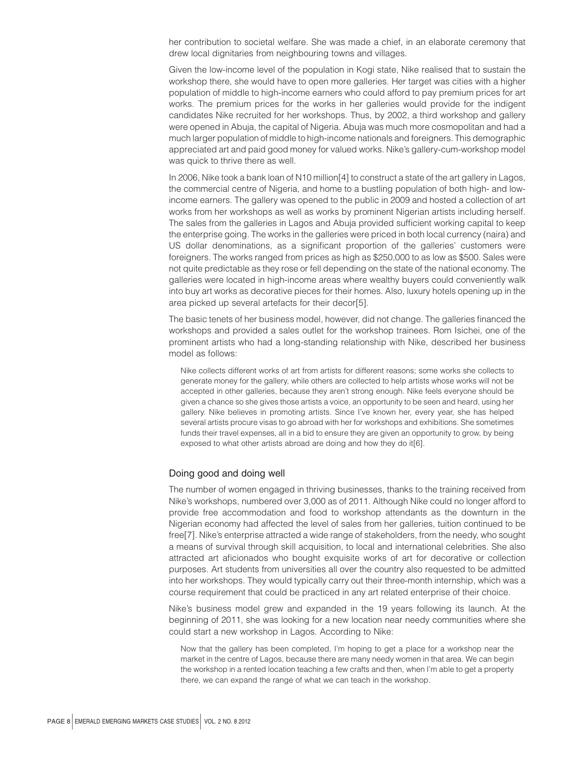her contribution to societal welfare. She was made a chief, in an elaborate ceremony that drew local dignitaries from neighbouring towns and villages.

Given the low-income level of the population in Kogi state, Nike realised that to sustain the workshop there, she would have to open more galleries. Her target was cities with a higher population of middle to high-income earners who could afford to pay premium prices for art works. The premium prices for the works in her galleries would provide for the indigent candidates Nike recruited for her workshops. Thus, by 2002, a third workshop and gallery were opened in Abuja, the capital of Nigeria. Abuja was much more cosmopolitan and had a much larger population of middle to high-income nationals and foreigners. This demographic appreciated art and paid good money for valued works. Nike's gallery-cum-workshop model was quick to thrive there as well.

In 2006, Nike took a bank loan of N10 million[4] to construct a state of the art gallery in Lagos, the commercial centre of Nigeria, and home to a bustling population of both high- and low-income earners. The gallery was opened to the public in 2009 and hosted a collection of art works from her workshops as well as works by prominent Nigerian artists including herself. The sales from the galleries in Lagos and Abuja provided sufficient working capital to keep the enterprise going. The works in the galleries were priced in both local currency (naira) and US dollar denominations, as a significant proportion of the galleries' customers were foreigners. The works ranged from prices as high as $250,000 to as low as $500. Sales were not quite predictable as they rose or fell depending on the state of the national economy. The galleries were located in high-income areas where wealthy buyers could conveniently walk into buy art works as decorative pieces for their homes. Also, luxury hotels opening up in the area picked up several artefacts for their decor[5].

The basic tenets of her business model, however, did not change. The galleries financed the workshops and provided a sales outlet for the workshop trainees. Rom Isichei, one of the prominent artists who had a long-standing relationship with Nike, described her business model as follows:

> Nike collects different works of art from artists for different reasons; some works she collects to generate money for the gallery, while others are collected to help artists whose works will not be accepted in other galleries, because they aren't strong enough. Nike feels everyone should be given a chance so she gives those artists a voice, an opportunity to be seen and heard, using her gallery. Nike believes in promoting artists. Since I've known her, every year, she has helped several artists procure visas to go abroad with her for workshops and exhibitions. She sometimes funds their travel expenses, all in a bid to ensure they are given an opportunity to grow, by being exposed to what other artists abroad are doing and how they do it[6].

## Doing good and doing well

The number of women engaged in thriving businesses, thanks to the training received from Nike's workshops, numbered over 3,000 as of 2011. Although Nike could no longer afford to provide free accommodation and food to workshop attendants as the downturn in the Nigerian economy had affected the level of sales from her galleries, tuition continued to be free[7]. Nike's enterprise attracted a wide range of stakeholders, from the needy, who sought a means of survival through skill acquisition, to local and international celebrities. She also attracted art aficionados who bought exquisite works of art for decorative or collection purposes. Art students from universities all over the country also requested to be admitted into her workshops. They would typically carry out their three-month internship, which was a course requirement that could be practiced in any art related enterprise of their choice.

Nike's business model grew and expanded in the 19 years following its launch. At the beginning of 2011, she was looking for a new location near needy communities where she could start a new workshop in Lagos. According to Nike:

> Now that the gallery has been completed, I'm hoping to get a place for a workshop near the market in the centre of Lagos, because there are many needy women in that area. We can begin the workshop in a rented location teaching a few crafts and then, when I'm able to get a property there, we can expand the range of what we can teach in the workshop.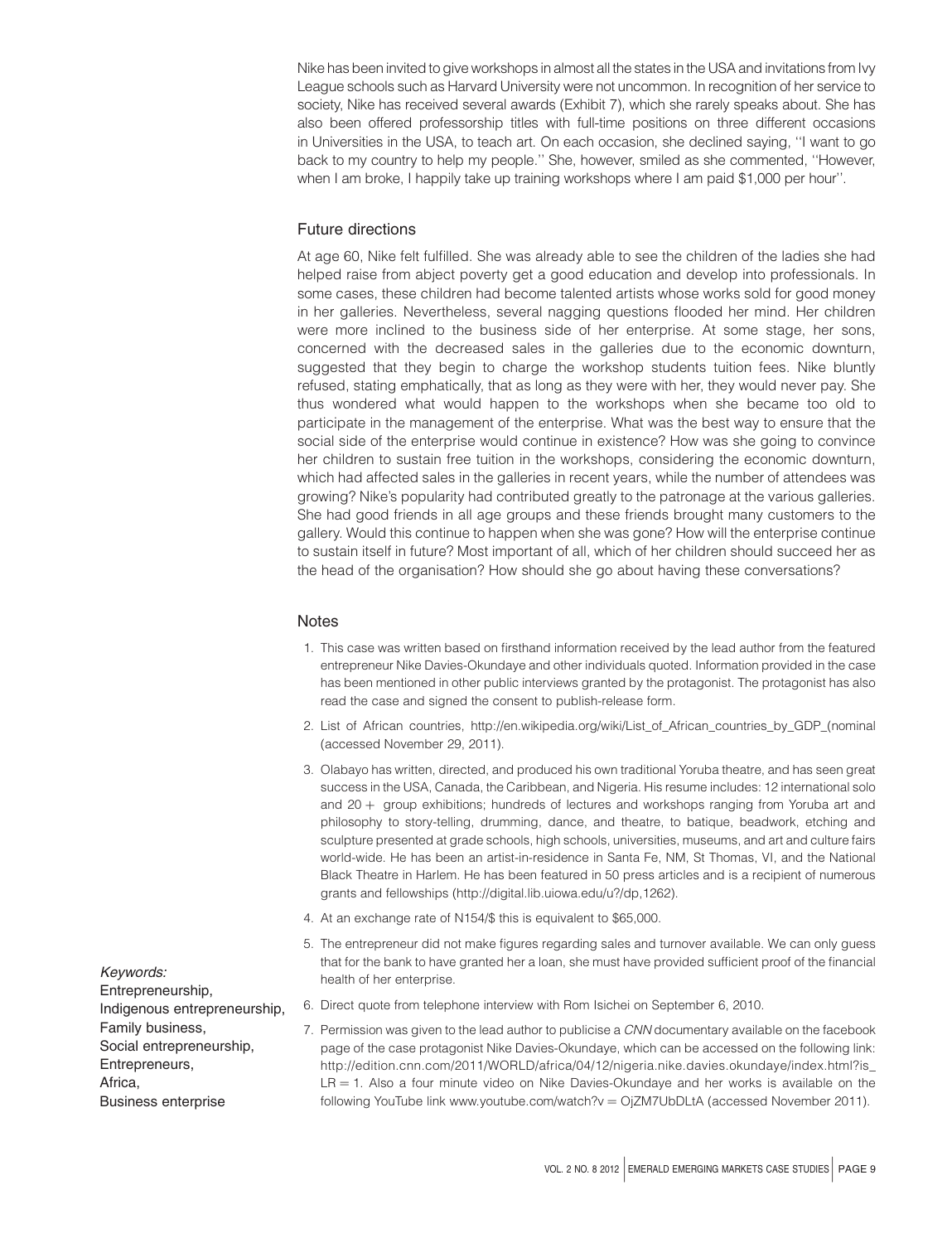Nike has been invited to give workshops in almost all the states in the USA and invitations from Ivy League schools such as Harvard University were not uncommon. In recognition of her service to society, Nike has received several awards (Exhibit 7), which she rarely speaks about. She has also been offered professorship titles with full-time positions on three different occasions in Universities in the USA, to teach art. On each occasion, she declined saying, ''I want to go back to my country to help my people.'' She, however, smiled as she commented, ''However, when I am broke, I happily take up training workshops where I am paid $1,000 per hour''.

## Future directions

At age 60, Nike felt fulfilled. She was already able to see the children of the ladies she had helped raise from abject poverty get a good education and develop into professionals. In some cases, these children had become talented artists whose works sold for good money in her galleries. Nevertheless, several nagging questions flooded her mind. Her children were more inclined to the business side of her enterprise. At some stage, her sons, concerned with the decreased sales in the galleries due to the economic downturn, suggested that they begin to charge the workshop students tuition fees. Nike bluntly refused, stating emphatically, that as long as they were with her, they would never pay. She thus wondered what would happen to the workshops when she became too old to participate in the management of the enterprise. What was the best way to ensure that the social side of the enterprise would continue in existence? How was she going to convince her children to sustain free tuition in the workshops, considering the economic downturn, which had affected sales in the galleries in recent years, while the number of attendees was growing? Nike's popularity had contributed greatly to the patronage at the various galleries. She had good friends in all age groups and these friends brought many customers to the gallery. Would this continue to happen when she was gone? How will the enterprise continue to sustain itself in future? Most important of all, which of her children should succeed her as the head of the organisation? How should she go about having these conversations?

## Notes

1. This case was written based on firsthand information received by the lead author from the featured entrepreneur Nike Davies-Okundaye and other individuals quoted. Information provided in the case has been mentioned in other public interviews granted by the protagonist. The protagonist has also read the case and signed the consent to publish-release form.
2. List of African countries, http://en.wikipedia.org/wiki/List_of_African_countries_by_GDP_(nominal (accessed November 29, 2011).
3. Olabayo has written, directed, and produced his own traditional Yoruba theatre, and has seen great success in the USA, Canada, the Caribbean, and Nigeria. His resume includes: 12 international solo and 20 + group exhibitions; hundreds of lectures and workshops ranging from Yoruba art and philosophy to story-telling, drumming, dance, and theatre, to batique, beadwork, etching and sculpture presented at grade schools, high schools, universities, museums, and art and culture fairs world-wide. He has been an artist-in-residence in Santa Fe, NM, St Thomas, VI, and the National Black Theatre in Harlem. He has been featured in 50 press articles and is a recipient of numerous grants and fellowships (http://digital.lib.uiowa.edu/u?/dp,1262).
4. At an exchange rate of N154/$ this is equivalent to $65,000.
5. The entrepreneur did not make figures regarding sales and turnover available. We can only guess that for the bank to have granted her a loan, she must have provided sufficient proof of the financial health of her enterprise.
6. Direct quote from telephone interview with Rom Isichei on September 6, 2010.
7. Permission was given to the lead author to publicise a *CNN* documentary available on the facebook page of the case protagonist Nike Davies-Okundaye, which can be accessed on the following link: http://edition.cnn.com/2011/WORLD/africa/04/12/nigeria.nike.davies.okundaye/index.html?is_LR = 1. Also a four minute video on Nike Davies-Okundaye and her works is available on the following YouTube link www.youtube.com/watch?v = OjZM7UbDLtA (accessed November 2011).

*Keywords:*
Entrepreneurship,
Indigenous entrepreneurship,
Family business,
Social entrepreneurship,
Entrepreneurs,
Africa,
Business enterprise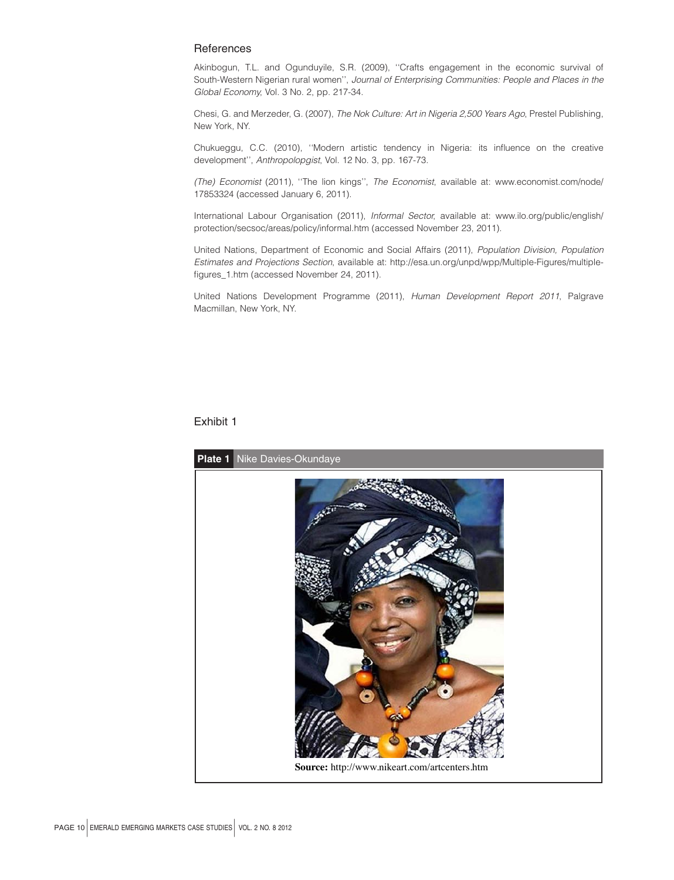## References

Akinbogun, T.L. and Ogunduyile, S.R. (2009), ''Crafts engagement in the economic survival of South-Western Nigerian rural women'', *Journal of Enterprising Communities: People and Places in the Global Economy*, Vol. 3 No. 2, pp. 217-34.

Chesi, G. and Merzeder, G. (2007), *The Nok Culture: Art in Nigeria 2,500 Years Ago*, Prestel Publishing, New York, NY.

Chukueggu, C.C. (2010), ''Modern artistic tendency in Nigeria: its influence on the creative development'', *Anthropolopgist*, Vol. 12 No. 3, pp. 167-73.

*(The) Economist* (2011), ''The lion kings'', *The Economist*, available at: www.economist.com/node/17853324 (accessed January 6, 2011).

International Labour Organisation (2011), *Informal Sector*, available at: www.ilo.org/public/english/protection/secsoc/areas/policy/informal.htm (accessed November 23, 2011).

United Nations, Department of Economic and Social Affairs (2011), *Population Division, Population Estimates and Projections Section*, available at: http://esa.un.org/unpd/wpp/Multiple-Figures/multiple-figures_1.htm (accessed November 24, 2011).

United Nations Development Programme (2011), *Human Development Report 2011*, Palgrave Macmillan, New York, NY.

## Exhibit 1

**Plate 1** Nike Davies-Okundaye

**Source:** http://www.nikeart.com/artcenters.htm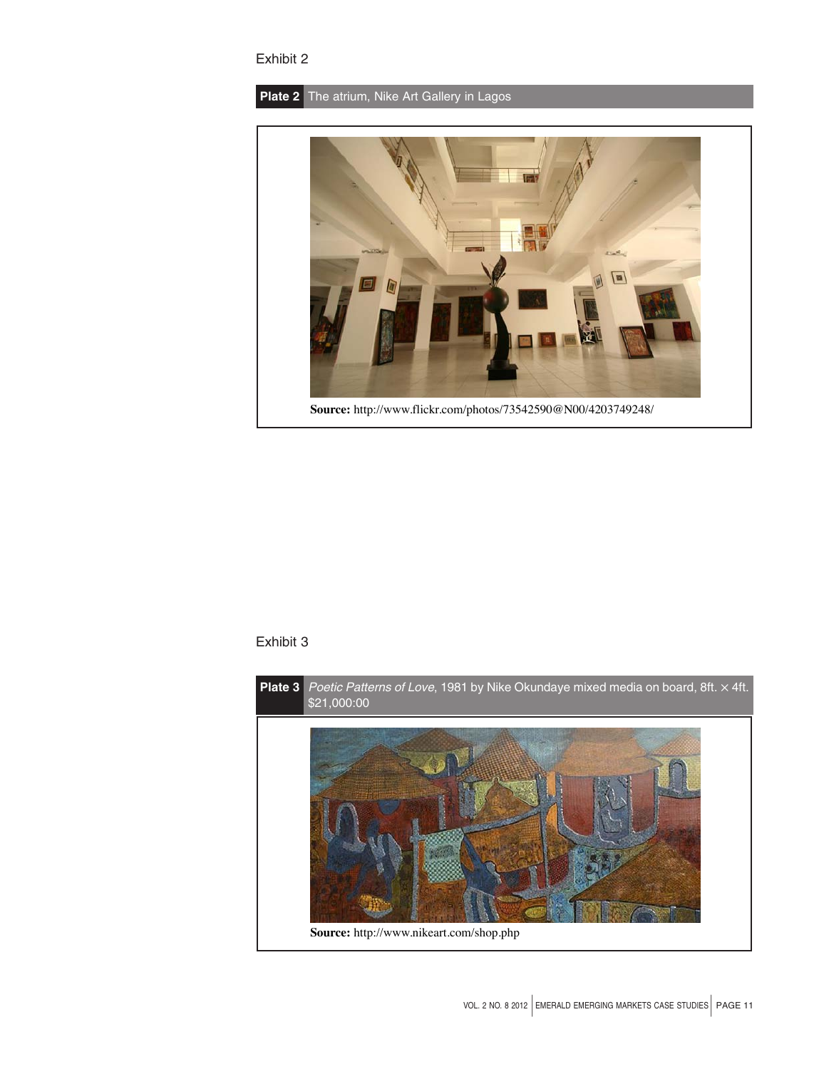Exhibit 2

**Plate 2** The atrium, Nike Art Gallery in Lagos

**Source:** http://www.flickr.com/photos/73542590@N00/4203749248/

Exhibit 3

**Plate 3** *Poetic Patterns of Love*, 1981 by Nike Okundaye mixed media on board, 8ft. × 4ft. $21,000:00

**Source:** http://www.nikeart.com/shop.php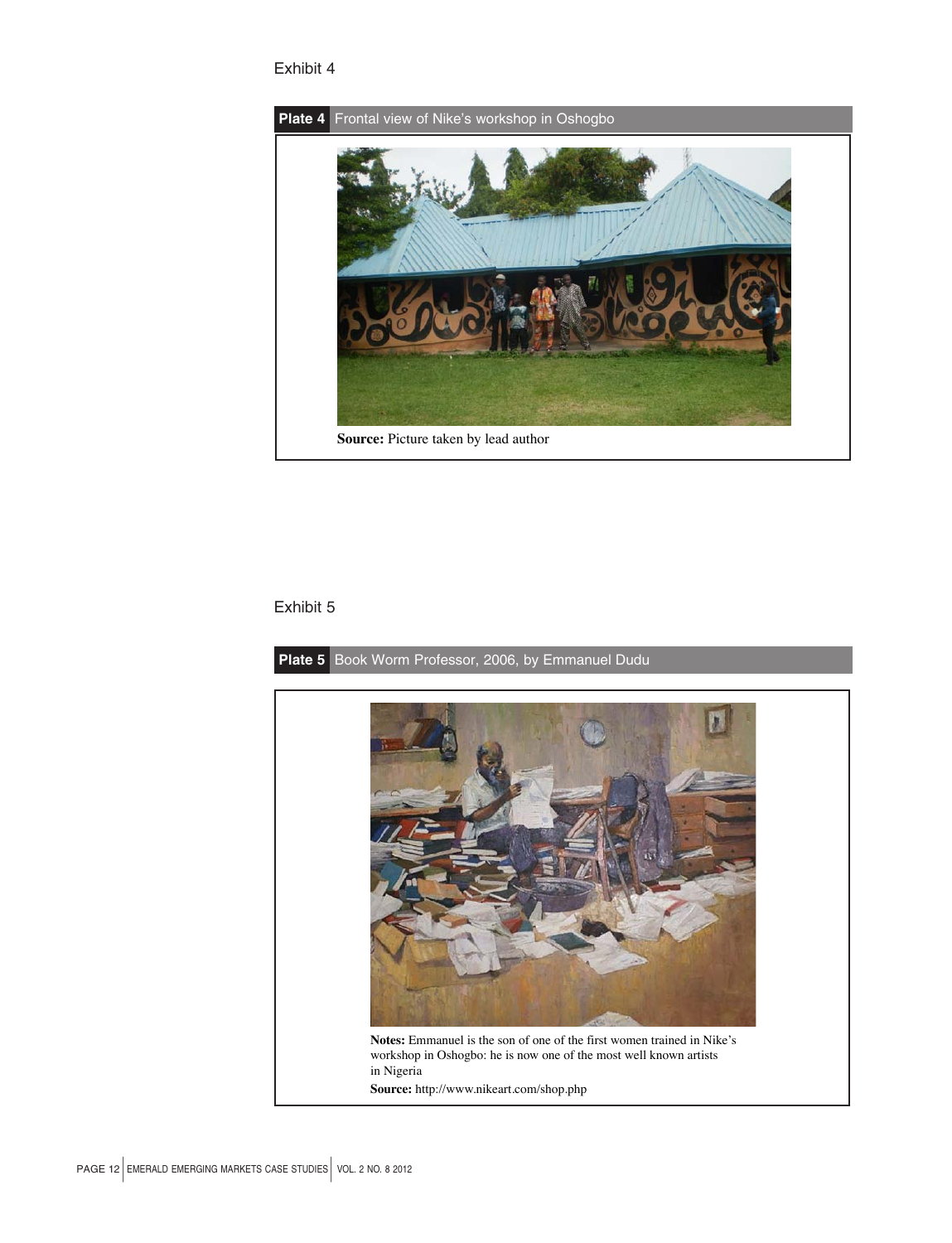Exhibit 4

**Plate 4** Frontal view of Nike's workshop in Oshogbo

**Source:** Picture taken by lead author

Exhibit 5

**Plate 5** Book Worm Professor, 2006, by Emmanuel Dudu

**Notes:** Emmanuel is the son of one of the first women trained in Nike's workshop in Oshogbo: he is now one of the most well known artists in Nigeria

**Source:** http://www.nikeart.com/shop.php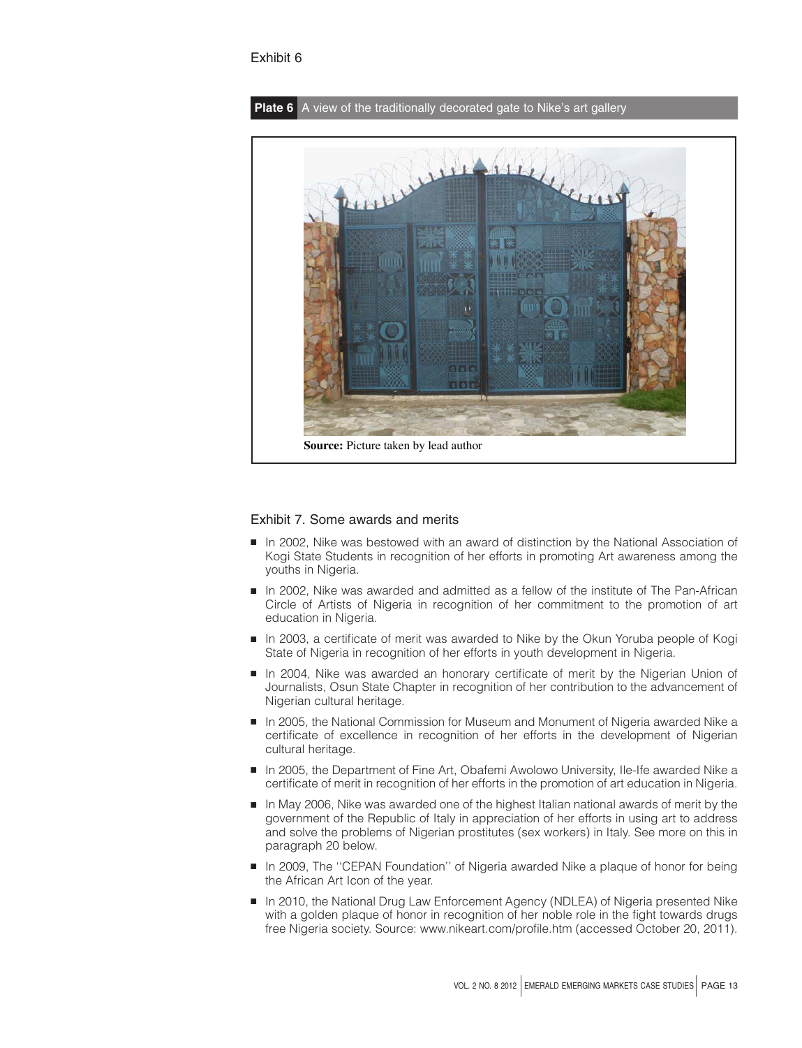Exhibit 6

**Plate 6** A view of the traditionally decorated gate to Nike's art gallery

**Source:** Picture taken by lead author

Exhibit 7. Some awards and merits

- In 2002, Nike was bestowed with an award of distinction by the National Association of Kogi State Students in recognition of her efforts in promoting Art awareness among the youths in Nigeria.
- In 2002, Nike was awarded and admitted as a fellow of the institute of The Pan-African Circle of Artists of Nigeria in recognition of her commitment to the promotion of art education in Nigeria.
- In 2003, a certificate of merit was awarded to Nike by the Okun Yoruba people of Kogi State of Nigeria in recognition of her efforts in youth development in Nigeria.
- In 2004, Nike was awarded an honorary certificate of merit by the Nigerian Union of Journalists, Osun State Chapter in recognition of her contribution to the advancement of Nigerian cultural heritage.
- In 2005, the National Commission for Museum and Monument of Nigeria awarded Nike a certificate of excellence in recognition of her efforts in the development of Nigerian cultural heritage.
- In 2005, the Department of Fine Art, Obafemi Awolowo University, Ile-Ife awarded Nike a certificate of merit in recognition of her efforts in the promotion of art education in Nigeria.
- In May 2006, Nike was awarded one of the highest Italian national awards of merit by the government of the Republic of Italy in appreciation of her efforts in using art to address and solve the problems of Nigerian prostitutes (sex workers) in Italy. See more on this in paragraph 20 below.
- In 2009, The ''CEPAN Foundation'' of Nigeria awarded Nike a plaque of honor for being the African Art Icon of the year.
- In 2010, the National Drug Law Enforcement Agency (NDLEA) of Nigeria presented Nike with a golden plaque of honor in recognition of her noble role in the fight towards drugs free Nigeria society. Source: www.nikeart.com/profile.htm (accessed October 20, 2011).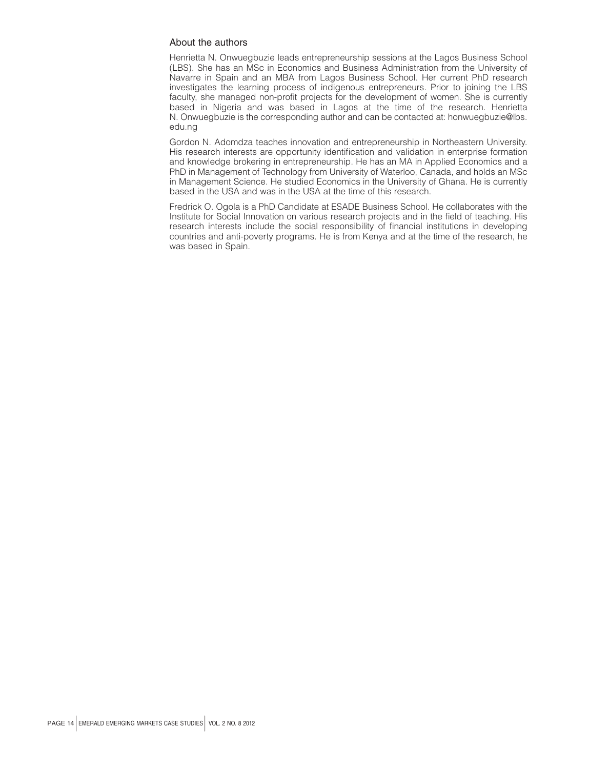## About the authors

Henrietta N. Onwuegbuzie leads entrepreneurship sessions at the Lagos Business School (LBS). She has an MSc in Economics and Business Administration from the University of Navarre in Spain and an MBA from Lagos Business School. Her current PhD research investigates the learning process of indigenous entrepreneurs. Prior to joining the LBS faculty, she managed non-profit projects for the development of women. She is currently based in Nigeria and was based in Lagos at the time of the research. Henrietta N. Onwuegbuzie is the corresponding author and can be contacted at: honwuegbuzie@lbs.edu.ng

Gordon N. Adomdza teaches innovation and entrepreneurship in Northeastern University. His research interests are opportunity identification and validation in enterprise formation and knowledge brokering in entrepreneurship. He has an MA in Applied Economics and a PhD in Management of Technology from University of Waterloo, Canada, and holds an MSc in Management Science. He studied Economics in the University of Ghana. He is currently based in the USA and was in the USA at the time of this research.

Fredrick O. Ogola is a PhD Candidate at ESADE Business School. He collaborates with the Institute for Social Innovation on various research projects and in the field of teaching. His research interests include the social responsibility of financial institutions in developing countries and anti-poverty programs. He is from Kenya and at the time of the research, he was based in Spain.